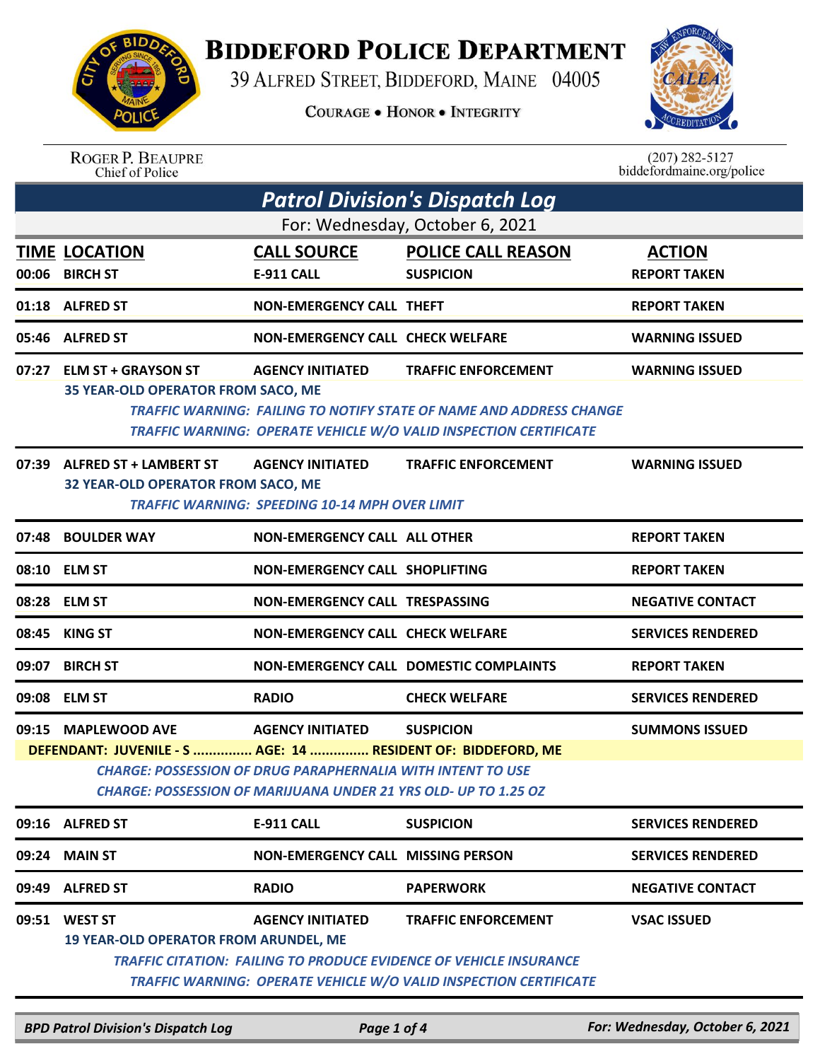# Biddeford Police Department

39 Alfred Street, Biddeford, Maine 04005

Courage • Honor • Integrity

Roger P. Beaupre
Chief of Police

(207) 282-5127
biddefordmaine.org/police

## *Patrol Division's Dispatch Log*

For: Wednesday, October 6, 2021

| TIME | LOCATION | CALL SOURCE | POLICE CALL REASON | ACTION |
|---|---|---|---|---|
| 00:06 | BIRCH ST | E-911 CALL | SUSPICION | REPORT TAKEN |
| 01:18 | ALFRED ST | NON-EMERGENCY CALL | THEFT | REPORT TAKEN |
| 05:46 | ALFRED ST | NON-EMERGENCY CALL | CHECK WELFARE | WARNING ISSUED |
| 07:27 | ELM ST + GRAYSON ST | AGENCY INITIATED | TRAFFIC ENFORCEMENT | WARNING ISSUED |
| | 35 YEAR-OLD OPERATOR FROM SACO, ME | | | |
| | *TRAFFIC WARNING: FAILING TO NOTIFY STATE OF NAME AND ADDRESS CHANGE* | | | |
| | *TRAFFIC WARNING: OPERATE VEHICLE W/O VALID INSPECTION CERTIFICATE* | | | |
| 07:39 | ALFRED ST + LAMBERT ST | AGENCY INITIATED | TRAFFIC ENFORCEMENT | WARNING ISSUED |
| | 32 YEAR-OLD OPERATOR FROM SACO, ME | | | |
| | *TRAFFIC WARNING: SPEEDING 10-14 MPH OVER LIMIT* | | | |
| 07:48 | BOULDER WAY | NON-EMERGENCY CALL | ALL OTHER | REPORT TAKEN |
| 08:10 | ELM ST | NON-EMERGENCY CALL | SHOPLIFTING | REPORT TAKEN |
| 08:28 | ELM ST | NON-EMERGENCY CALL | TRESPASSING | NEGATIVE CONTACT |
| 08:45 | KING ST | NON-EMERGENCY CALL | CHECK WELFARE | SERVICES RENDERED |
| 09:07 | BIRCH ST | NON-EMERGENCY CALL | DOMESTIC COMPLAINTS | REPORT TAKEN |
| 09:08 | ELM ST | RADIO | CHECK WELFARE | SERVICES RENDERED |
| 09:15 | MAPLEWOOD AVE | AGENCY INITIATED | SUSPICION | SUMMONS ISSUED |
| | DEFENDANT: JUVENILE - S ............... AGE: 14 ............... RESIDENT OF: BIDDEFORD, ME | | | |
| | *CHARGE: POSSESSION OF DRUG PARAPHERNALIA WITH INTENT TO USE* | | | |
| | *CHARGE: POSSESSION OF MARIJUANA UNDER 21 YRS OLD- UP TO 1.25 OZ* | | | |
| 09:16 | ALFRED ST | E-911 CALL | SUSPICION | SERVICES RENDERED |
| 09:24 | MAIN ST | NON-EMERGENCY CALL | MISSING PERSON | SERVICES RENDERED |
| 09:49 | ALFRED ST | RADIO | PAPERWORK | NEGATIVE CONTACT |
| 09:51 | WEST ST | AGENCY INITIATED | TRAFFIC ENFORCEMENT | VSAC ISSUED |
| | 19 YEAR-OLD OPERATOR FROM ARUNDEL, ME | | | |
| | *TRAFFIC CITATION: FAILING TO PRODUCE EVIDENCE OF VEHICLE INSURANCE* | | | |
| | *TRAFFIC WARNING: OPERATE VEHICLE W/O VALID INSPECTION CERTIFICATE* | | | |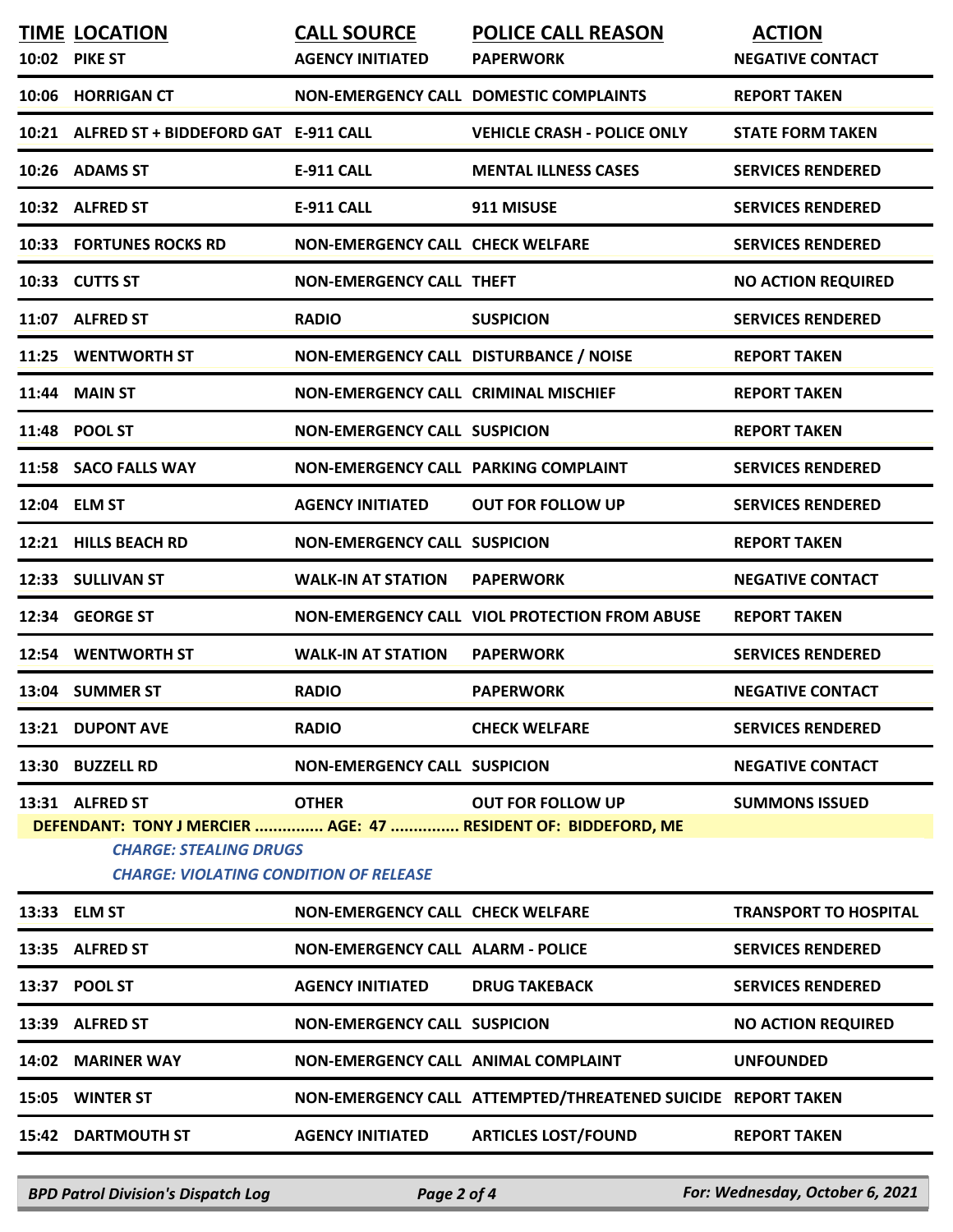| TIME | LOCATION | CALL SOURCE | POLICE CALL REASON | ACTION |
|---|---|---|---|---|
| 10:02 | PIKE ST | AGENCY INITIATED | PAPERWORK | NEGATIVE CONTACT |
| 10:06 | HORRIGAN CT | NON-EMERGENCY CALL | DOMESTIC COMPLAINTS | REPORT TAKEN |
| 10:21 | ALFRED ST + BIDDEFORD GAT | E-911 CALL | VEHICLE CRASH - POLICE ONLY | STATE FORM TAKEN |
| 10:26 | ADAMS ST | E-911 CALL | MENTAL ILLNESS CASES | SERVICES RENDERED |
| 10:32 | ALFRED ST | E-911 CALL | 911 MISUSE | SERVICES RENDERED |
| 10:33 | FORTUNES ROCKS RD | NON-EMERGENCY CALL | CHECK WELFARE | SERVICES RENDERED |
| 10:33 | CUTTS ST | NON-EMERGENCY CALL | THEFT | NO ACTION REQUIRED |
| 11:07 | ALFRED ST | RADIO | SUSPICION | SERVICES RENDERED |
| 11:25 | WENTWORTH ST | NON-EMERGENCY CALL | DISTURBANCE / NOISE | REPORT TAKEN |
| 11:44 | MAIN ST | NON-EMERGENCY CALL | CRIMINAL MISCHIEF | REPORT TAKEN |
| 11:48 | POOL ST | NON-EMERGENCY CALL | SUSPICION | REPORT TAKEN |
| 11:58 | SACO FALLS WAY | NON-EMERGENCY CALL | PARKING COMPLAINT | SERVICES RENDERED |
| 12:04 | ELM ST | AGENCY INITIATED | OUT FOR FOLLOW UP | SERVICES RENDERED |
| 12:21 | HILLS BEACH RD | NON-EMERGENCY CALL | SUSPICION | REPORT TAKEN |
| 12:33 | SULLIVAN ST | WALK-IN AT STATION | PAPERWORK | NEGATIVE CONTACT |
| 12:34 | GEORGE ST | NON-EMERGENCY CALL | VIOL PROTECTION FROM ABUSE | REPORT TAKEN |
| 12:54 | WENTWORTH ST | WALK-IN AT STATION | PAPERWORK | SERVICES RENDERED |
| 13:04 | SUMMER ST | RADIO | PAPERWORK | NEGATIVE CONTACT |
| 13:21 | DUPONT AVE | RADIO | CHECK WELFARE | SERVICES RENDERED |
| 13:30 | BUZZELL RD | NON-EMERGENCY CALL | SUSPICION | NEGATIVE CONTACT |
| 13:31 | ALFRED ST | OTHER | OUT FOR FOLLOW UP | SUMMONS ISSUED |

**DEFENDANT: TONY J MERCIER ............... AGE: 47 ............... RESIDENT OF: BIDDEFORD, ME**

*CHARGE: STEALING DRUGS*

*CHARGE: VIOLATING CONDITION OF RELEASE*

| TIME | LOCATION | CALL SOURCE | POLICE CALL REASON | ACTION |
|---|---|---|---|---|
| 13:33 | ELM ST | NON-EMERGENCY CALL | CHECK WELFARE | TRANSPORT TO HOSPITAL |
| 13:35 | ALFRED ST | NON-EMERGENCY CALL | ALARM - POLICE | SERVICES RENDERED |
| 13:37 | POOL ST | AGENCY INITIATED | DRUG TAKEBACK | SERVICES RENDERED |
| 13:39 | ALFRED ST | NON-EMERGENCY CALL | SUSPICION | NO ACTION REQUIRED |
| 14:02 | MARINER WAY | NON-EMERGENCY CALL | ANIMAL COMPLAINT | UNFOUNDED |
| 15:05 | WINTER ST | NON-EMERGENCY CALL | ATTEMPTED/THREATENED SUICIDE | REPORT TAKEN |
| 15:42 | DARTMOUTH ST | AGENCY INITIATED | ARTICLES LOST/FOUND | REPORT TAKEN |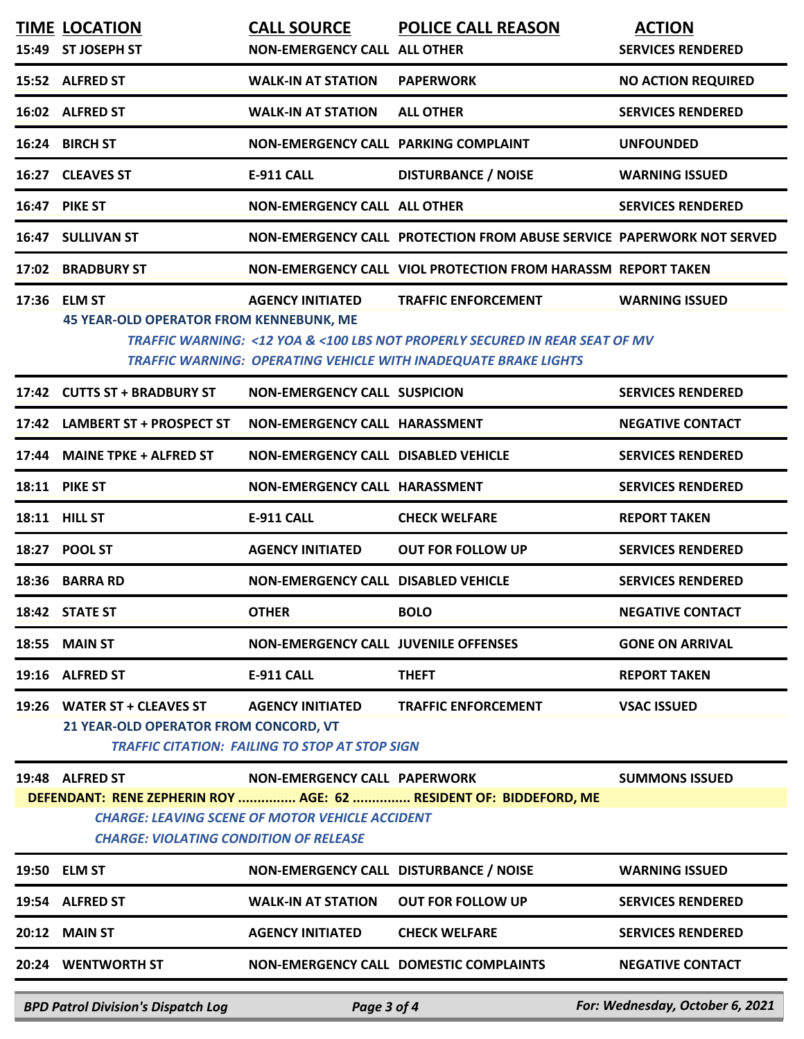| TIME | LOCATION | CALL SOURCE | POLICE CALL REASON | ACTION |
|---|---|---|---|---|
| 15:49 | ST JOSEPH ST | NON-EMERGENCY CALL | ALL OTHER | SERVICES RENDERED |
| 15:52 | ALFRED ST | WALK-IN AT STATION | PAPERWORK | NO ACTION REQUIRED |
| 16:02 | ALFRED ST | WALK-IN AT STATION | ALL OTHER | SERVICES RENDERED |
| 16:24 | BIRCH ST | NON-EMERGENCY CALL | PARKING COMPLAINT | UNFOUNDED |
| 16:27 | CLEAVES ST | E-911 CALL | DISTURBANCE / NOISE | WARNING ISSUED |
| 16:47 | PIKE ST | NON-EMERGENCY CALL | ALL OTHER | SERVICES RENDERED |
| 16:47 | SULLIVAN ST | NON-EMERGENCY CALL | PROTECTION FROM ABUSE SERVICE | PAPERWORK NOT SERVED |
| 17:02 | BRADBURY ST | NON-EMERGENCY CALL | VIOL PROTECTION FROM HARASSM | REPORT TAKEN |
| 17:36 | ELM ST | AGENCY INITIATED | TRAFFIC ENFORCEMENT | WARNING ISSUED |

**45 YEAR-OLD OPERATOR FROM KENNEBUNK, ME**

*TRAFFIC WARNING: <12 YOA & <100 LBS NOT PROPERLY SECURED IN REAR SEAT OF MV*

*TRAFFIC WARNING: OPERATING VEHICLE WITH INADEQUATE BRAKE LIGHTS*

| TIME | LOCATION | CALL SOURCE | POLICE CALL REASON | ACTION |
|---|---|---|---|---|
| 17:42 | CUTTS ST + BRADBURY ST | NON-EMERGENCY CALL | SUSPICION | SERVICES RENDERED |
| 17:42 | LAMBERT ST + PROSPECT ST | NON-EMERGENCY CALL | HARASSMENT | NEGATIVE CONTACT |
| 17:44 | MAINE TPKE + ALFRED ST | NON-EMERGENCY CALL | DISABLED VEHICLE | SERVICES RENDERED |
| 18:11 | PIKE ST | NON-EMERGENCY CALL | HARASSMENT | SERVICES RENDERED |
| 18:11 | HILL ST | E-911 CALL | CHECK WELFARE | REPORT TAKEN |
| 18:27 | POOL ST | AGENCY INITIATED | OUT FOR FOLLOW UP | SERVICES RENDERED |
| 18:36 | BARRA RD | NON-EMERGENCY CALL | DISABLED VEHICLE | SERVICES RENDERED |
| 18:42 | STATE ST | OTHER | BOLO | NEGATIVE CONTACT |
| 18:55 | MAIN ST | NON-EMERGENCY CALL | JUVENILE OFFENSES | GONE ON ARRIVAL |
| 19:16 | ALFRED ST | E-911 CALL | THEFT | REPORT TAKEN |
| 19:26 | WATER ST + CLEAVES ST | AGENCY INITIATED | TRAFFIC ENFORCEMENT | VSAC ISSUED |

**21 YEAR-OLD OPERATOR FROM CONCORD, VT**

*TRAFFIC CITATION: FAILING TO STOP AT STOP SIGN*

| TIME | LOCATION | CALL SOURCE | POLICE CALL REASON | ACTION |
|---|---|---|---|---|
| 19:48 | ALFRED ST | NON-EMERGENCY CALL | PAPERWORK | SUMMONS ISSUED |

**DEFENDANT: RENE ZEPHERIN ROY ............... AGE: 62 ............... RESIDENT OF: BIDDEFORD, ME**

*CHARGE: LEAVING SCENE OF MOTOR VEHICLE ACCIDENT*

*CHARGE: VIOLATING CONDITION OF RELEASE*

| TIME | LOCATION | CALL SOURCE | POLICE CALL REASON | ACTION |
|---|---|---|---|---|
| 19:50 | ELM ST | NON-EMERGENCY CALL | DISTURBANCE / NOISE | WARNING ISSUED |
| 19:54 | ALFRED ST | WALK-IN AT STATION | OUT FOR FOLLOW UP | SERVICES RENDERED |
| 20:12 | MAIN ST | AGENCY INITIATED | CHECK WELFARE | SERVICES RENDERED |
| 20:24 | WENTWORTH ST | NON-EMERGENCY CALL | DOMESTIC COMPLAINTS | NEGATIVE CONTACT |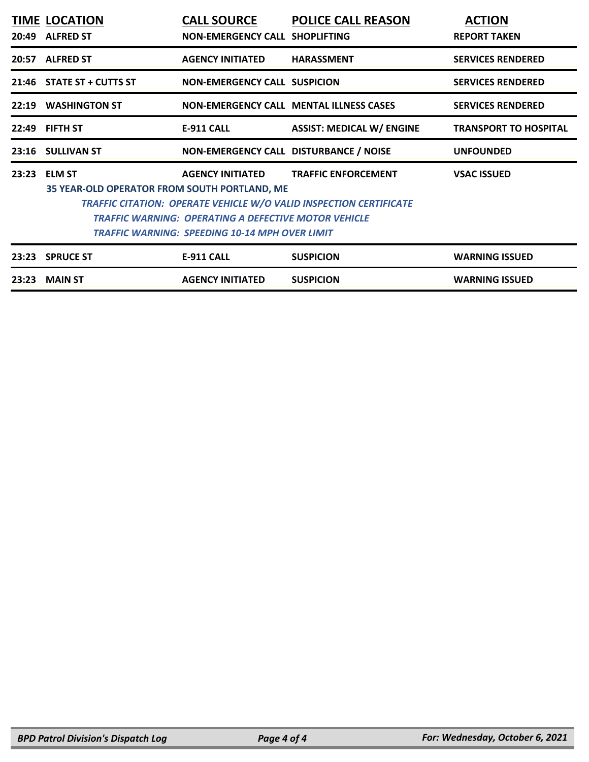| TIME | LOCATION | CALL SOURCE | POLICE CALL REASON | ACTION |
|---|---|---|---|---|
| 20:49 | ALFRED ST | NON-EMERGENCY CALL | SHOPLIFTING | REPORT TAKEN |
| 20:57 | ALFRED ST | AGENCY INITIATED | HARASSMENT | SERVICES RENDERED |
| 21:46 | STATE ST + CUTTS ST | NON-EMERGENCY CALL | SUSPICION | SERVICES RENDERED |
| 22:19 | WASHINGTON ST | NON-EMERGENCY CALL | MENTAL ILLNESS CASES | SERVICES RENDERED |
| 22:49 | FIFTH ST | E-911 CALL | ASSIST: MEDICAL W/ ENGINE | TRANSPORT TO HOSPITAL |
| 23:16 | SULLIVAN ST | NON-EMERGENCY CALL | DISTURBANCE / NOISE | UNFOUNDED |
| 23:23 | ELM ST | AGENCY INITIATED | TRAFFIC ENFORCEMENT | VSAC ISSUED |
| | **35 YEAR-OLD OPERATOR FROM SOUTH PORTLAND, ME**<br>*TRAFFIC CITATION: OPERATE VEHICLE W/O VALID INSPECTION CERTIFICATE*<br>*TRAFFIC WARNING: OPERATING A DEFECTIVE MOTOR VEHICLE*<br>*TRAFFIC WARNING: SPEEDING 10-14 MPH OVER LIMIT* | | | |
| 23:23 | SPRUCE ST | E-911 CALL | SUSPICION | WARNING ISSUED |
| 23:23 | MAIN ST | AGENCY INITIATED | SUSPICION | WARNING ISSUED |